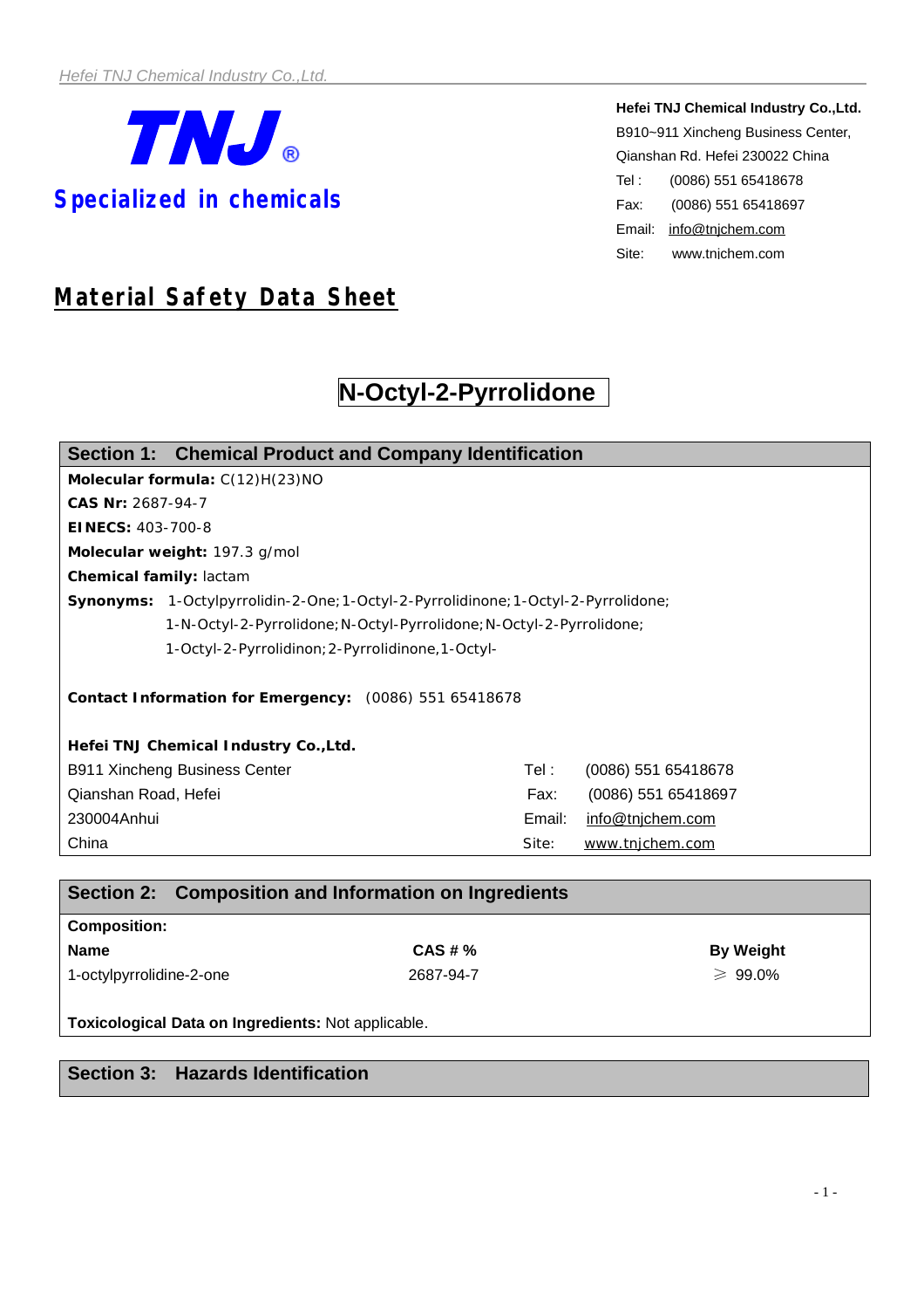**TNJ®**

**Specialized in chemicals**

**Hefei TNJ Chemical Industry Co.,Ltd.**
B910~911 Xincheng Business Center,
Qianshan Rd. Hefei 230022 China
Tel : (0086) 551 65418678
Fax: (0086) 551 65418697
Email: info@tnjchem.com
Site: www.tnjchem.com

# Material Safety Data Sheet

## N-Octyl-2-Pyrrolidone

## Section 1: Chemical Product and Company Identification

**Molecular formula:** C(12)H(23)NO
**CAS Nr:** 2687-94-7
**EINECS:** 403-700-8
**Molecular weight:** 197.3 g/mol
**Chemical family:** lactam
**Synonyms:** 1-Octylpyrrolidin-2-One; 1-Octyl-2-Pyrrolidinone; 1-Octyl-2-Pyrrolidone; 1-N-Octyl-2-Pyrrolidone; N-Octyl-Pyrrolidone; N-Octyl-2-Pyrrolidone; 1-Octyl-2-Pyrrolidinon; 2-Pyrrolidinone,1-Octyl-

**Contact Information for Emergency:** (0086) 551 65418678

**Hefei TNJ Chemical Industry Co.,Ltd.**

| | | |
|---|---|---|
| B911 Xincheng Business Center | Tel : | (0086) 551 65418678 |
| Qianshan Road, Hefei | Fax: | (0086) 551 65418697 |
| 230004Anhui | Email: | info@tnjchem.com |
| China | Site: | www.tnjchem.com |

## Section 2: Composition and Information on Ingredients

**Composition:**

| Name | CAS # % | By Weight |
|---|---|---|
| 1-octylpyrrolidine-2-one | 2687-94-7 | ≥ 99.0% |

**Toxicological Data on Ingredients:** Not applicable.

## Section 3: Hazards Identification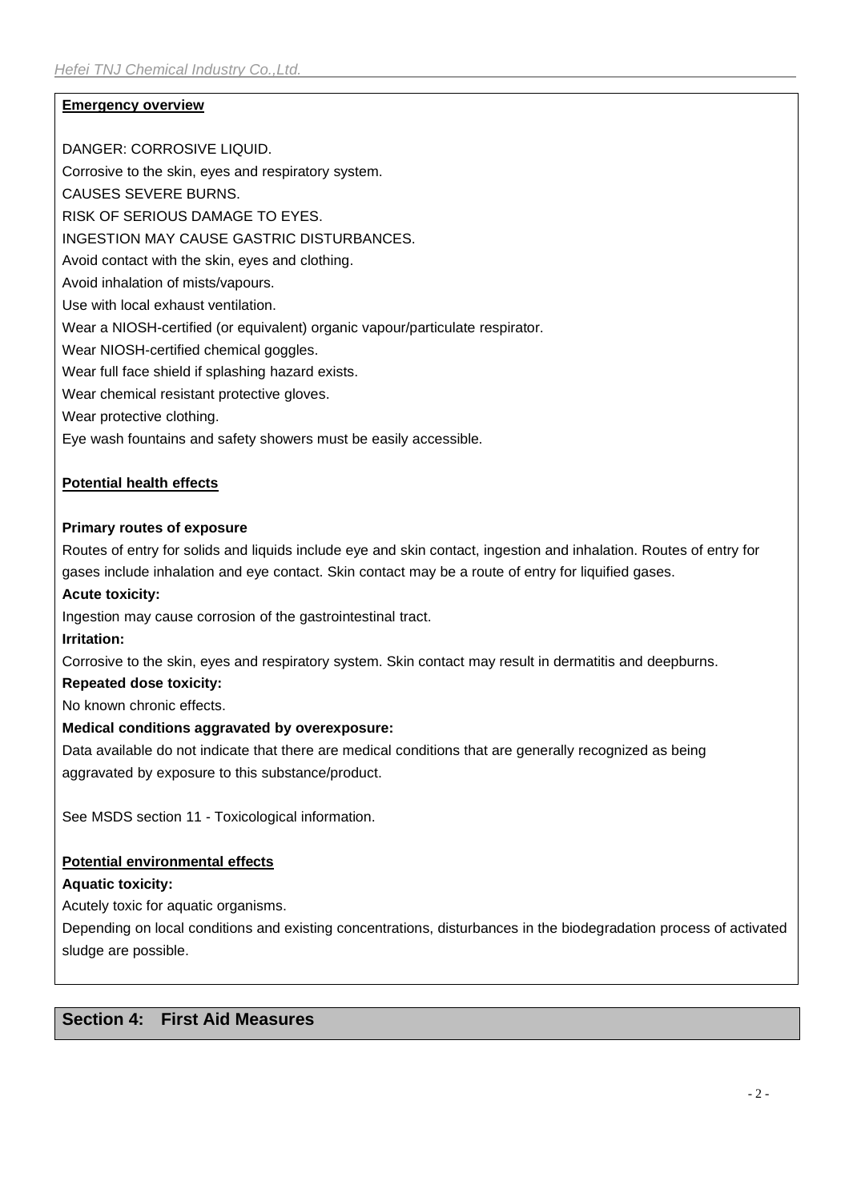**Emergency overview**

DANGER: CORROSIVE LIQUID.

Corrosive to the skin, eyes and respiratory system.

CAUSES SEVERE BURNS.

RISK OF SERIOUS DAMAGE TO EYES.

INGESTION MAY CAUSE GASTRIC DISTURBANCES.

Avoid contact with the skin, eyes and clothing.

Avoid inhalation of mists/vapours.

Use with local exhaust ventilation.

Wear a NIOSH-certified (or equivalent) organic vapour/particulate respirator.

Wear NIOSH-certified chemical goggles.

Wear full face shield if splashing hazard exists.

Wear chemical resistant protective gloves.

Wear protective clothing.

Eye wash fountains and safety showers must be easily accessible.

**Potential health effects**

**Primary routes of exposure**

Routes of entry for solids and liquids include eye and skin contact, ingestion and inhalation. Routes of entry for gases include inhalation and eye contact. Skin contact may be a route of entry for liquified gases.

**Acute toxicity:**

Ingestion may cause corrosion of the gastrointestinal tract.

**Irritation:**

Corrosive to the skin, eyes and respiratory system. Skin contact may result in dermatitis and deepburns.

**Repeated dose toxicity:**

No known chronic effects.

**Medical conditions aggravated by overexposure:**

Data available do not indicate that there are medical conditions that are generally recognized as being aggravated by exposure to this substance/product.

See MSDS section 11 - Toxicological information.

**Potential environmental effects**

**Aquatic toxicity:**

Acutely toxic for aquatic organisms.

Depending on local conditions and existing concentrations, disturbances in the biodegradation process of activated sludge are possible.

## Section 4: First Aid Measures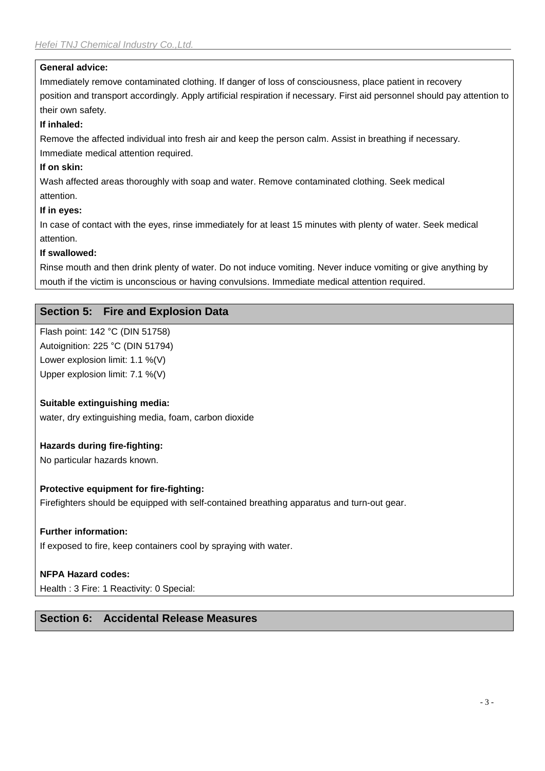**General advice:**

Immediately remove contaminated clothing. If danger of loss of consciousness, place patient in recovery position and transport accordingly. Apply artificial respiration if necessary. First aid personnel should pay attention to their own safety.

**If inhaled:**

Remove the affected individual into fresh air and keep the person calm. Assist in breathing if necessary. Immediate medical attention required.

**If on skin:**

Wash affected areas thoroughly with soap and water. Remove contaminated clothing. Seek medical attention.

**If in eyes:**

In case of contact with the eyes, rinse immediately for at least 15 minutes with plenty of water. Seek medical attention.

**If swallowed:**

Rinse mouth and then drink plenty of water. Do not induce vomiting. Never induce vomiting or give anything by mouth if the victim is unconscious or having convulsions. Immediate medical attention required.

## Section 5: Fire and Explosion Data

Flash point: 142 °C (DIN 51758)
Autoignition: 225 °C (DIN 51794)
Lower explosion limit: 1.1 %(V)
Upper explosion limit: 7.1 %(V)

**Suitable extinguishing media:**

water, dry extinguishing media, foam, carbon dioxide

**Hazards during fire-fighting:**

No particular hazards known.

**Protective equipment for fire-fighting:**

Firefighters should be equipped with self-contained breathing apparatus and turn-out gear.

**Further information:**

If exposed to fire, keep containers cool by spraying with water.

**NFPA Hazard codes:**

Health : 3 Fire: 1 Reactivity: 0 Special:

## Section 6: Accidental Release Measures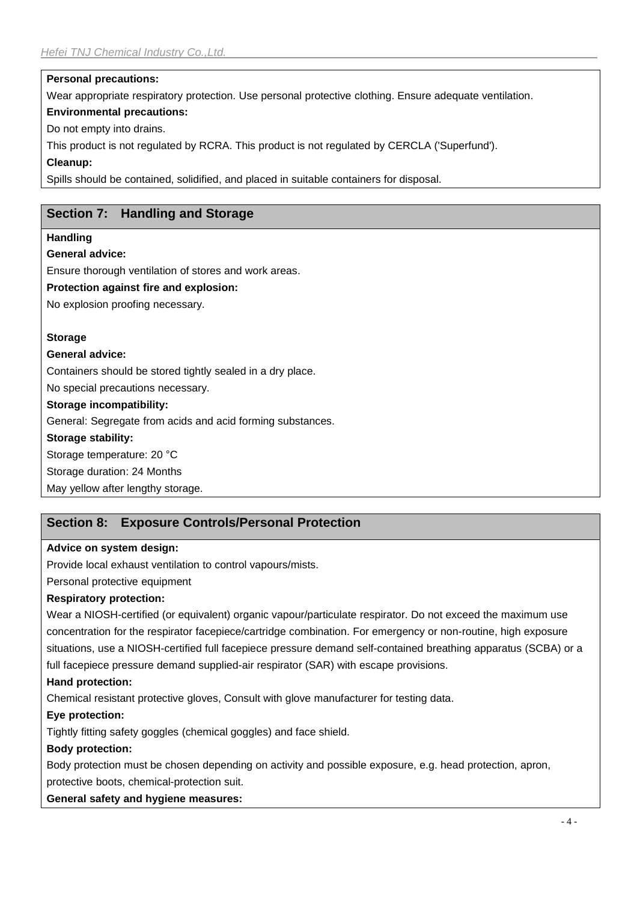**Personal precautions:**

Wear appropriate respiratory protection. Use personal protective clothing. Ensure adequate ventilation.

**Environmental precautions:**

Do not empty into drains.

This product is not regulated by RCRA. This product is not regulated by CERCLA ('Superfund').

**Cleanup:**

Spills should be contained, solidified, and placed in suitable containers for disposal.

## Section 7: Handling and Storage

**Handling**

**General advice:**

Ensure thorough ventilation of stores and work areas.

**Protection against fire and explosion:**

No explosion proofing necessary.

**Storage**

**General advice:**

Containers should be stored tightly sealed in a dry place.

No special precautions necessary.

**Storage incompatibility:**

General: Segregate from acids and acid forming substances.

**Storage stability:**

Storage temperature: 20 °C

Storage duration: 24 Months

May yellow after lengthy storage.

## Section 8: Exposure Controls/Personal Protection

**Advice on system design:**

Provide local exhaust ventilation to control vapours/mists.

Personal protective equipment

**Respiratory protection:**

Wear a NIOSH-certified (or equivalent) organic vapour/particulate respirator. Do not exceed the maximum use concentration for the respirator facepiece/cartridge combination. For emergency or non-routine, high exposure situations, use a NIOSH-certified full facepiece pressure demand self-contained breathing apparatus (SCBA) or a full facepiece pressure demand supplied-air respirator (SAR) with escape provisions.

**Hand protection:**

Chemical resistant protective gloves, Consult with glove manufacturer for testing data.

**Eye protection:**

Tightly fitting safety goggles (chemical goggles) and face shield.

**Body protection:**

Body protection must be chosen depending on activity and possible exposure, e.g. head protection, apron, protective boots, chemical-protection suit.

**General safety and hygiene measures:**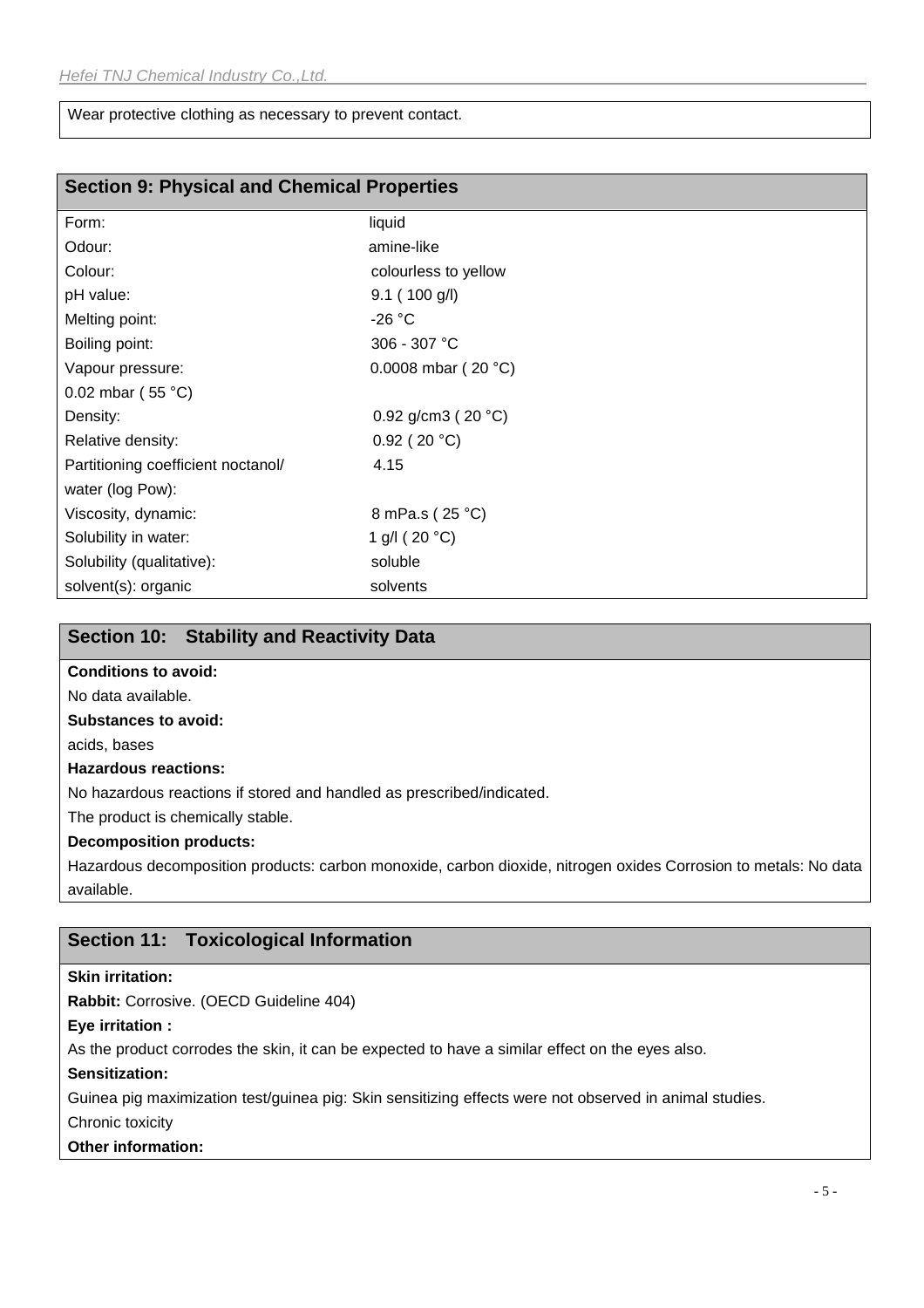Wear protective clothing as necessary to prevent contact.

## Section 9: Physical and Chemical Properties

| | |
|---|---|
| Form: | liquid |
| Odour: | amine-like |
| Colour: | colourless to yellow |
| pH value: | 9.1 ( 100 g/l) |
| Melting point: | -26 °C |
| Boiling point: | 306 - 307 °C |
| Vapour pressure: | 0.0008 mbar ( 20 °C) |
| 0.02 mbar ( 55 °C) | |
| Density: | 0.92 g/cm3 ( 20 °C) |
| Relative density: | 0.92 ( 20 °C) |
| Partitioning coefficient noctanol/ water (log Pow): | 4.15 |
| Viscosity, dynamic: | 8 mPa.s ( 25 °C) |
| Solubility in water: | 1 g/l ( 20 °C) |
| Solubility (qualitative): | soluble |
| solvent(s): organic | solvents |

## Section 10: Stability and Reactivity Data

**Conditions to avoid:**

No data available.

**Substances to avoid:**

acids, bases

**Hazardous reactions:**

No hazardous reactions if stored and handled as prescribed/indicated.

The product is chemically stable.

**Decomposition products:**

Hazardous decomposition products: carbon monoxide, carbon dioxide, nitrogen oxides Corrosion to metals: No data available.

## Section 11: Toxicological Information

**Skin irritation:**

**Rabbit:** Corrosive. (OECD Guideline 404)

**Eye irritation :**

As the product corrodes the skin, it can be expected to have a similar effect on the eyes also.

**Sensitization:**

Guinea pig maximization test/guinea pig: Skin sensitizing effects were not observed in animal studies.

Chronic toxicity

**Other information:**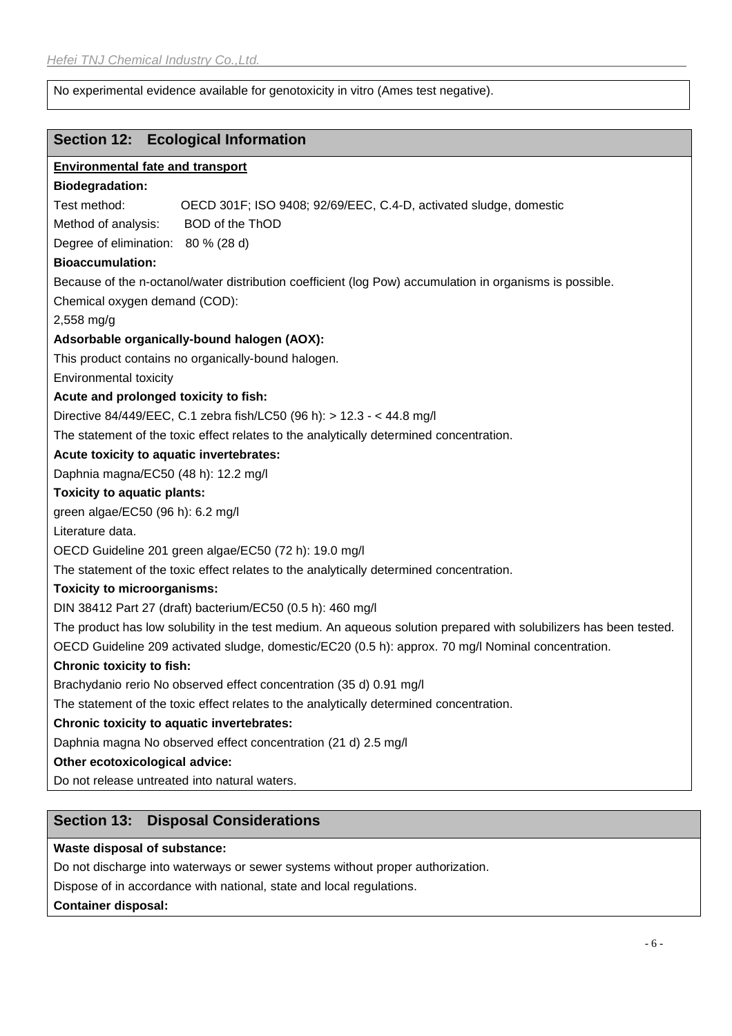No experimental evidence available for genotoxicity in vitro (Ames test negative).

## Section 12: Ecological Information

**Environmental fate and transport**

**Biodegradation:**

Test method: OECD 301F; ISO 9408; 92/69/EEC, C.4-D, activated sludge, domestic

Method of analysis: BOD of the ThOD

Degree of elimination: 80 % (28 d)

**Bioaccumulation:**

Because of the n-octanol/water distribution coefficient (log Pow) accumulation in organisms is possible.

Chemical oxygen demand (COD):

2,558 mg/g

**Adsorbable organically-bound halogen (AOX):**

This product contains no organically-bound halogen.

Environmental toxicity

**Acute and prolonged toxicity to fish:**

Directive 84/449/EEC, C.1 zebra fish/LC50 (96 h): > 12.3 - < 44.8 mg/l

The statement of the toxic effect relates to the analytically determined concentration.

**Acute toxicity to aquatic invertebrates:**

Daphnia magna/EC50 (48 h): 12.2 mg/l

**Toxicity to aquatic plants:**

green algae/EC50 (96 h): 6.2 mg/l

Literature data.

OECD Guideline 201 green algae/EC50 (72 h): 19.0 mg/l

The statement of the toxic effect relates to the analytically determined concentration.

**Toxicity to microorganisms:**

DIN 38412 Part 27 (draft) bacterium/EC50 (0.5 h): 460 mg/l

The product has low solubility in the test medium. An aqueous solution prepared with solubilizers has been tested.

OECD Guideline 209 activated sludge, domestic/EC20 (0.5 h): approx. 70 mg/l Nominal concentration.

**Chronic toxicity to fish:**

Brachydanio rerio No observed effect concentration (35 d) 0.91 mg/l

The statement of the toxic effect relates to the analytically determined concentration.

**Chronic toxicity to aquatic invertebrates:**

Daphnia magna No observed effect concentration (21 d) 2.5 mg/l

**Other ecotoxicological advice:**

Do not release untreated into natural waters.

## Section 13: Disposal Considerations

**Waste disposal of substance:**

Do not discharge into waterways or sewer systems without proper authorization.

Dispose of in accordance with national, state and local regulations.

**Container disposal:**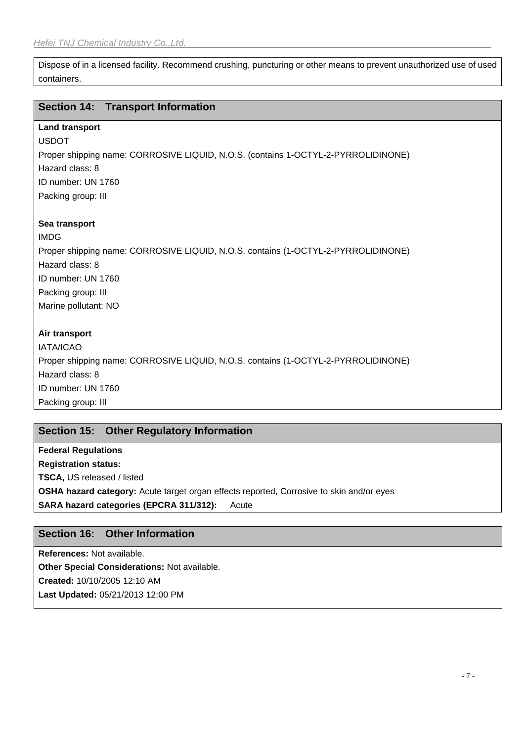Dispose of in a licensed facility. Recommend crushing, puncturing or other means to prevent unauthorized use of used containers.

## Section 14: Transport Information

**Land transport**

USDOT

Proper shipping name: CORROSIVE LIQUID, N.O.S. (contains 1-OCTYL-2-PYRROLIDINONE)

Hazard class: 8

ID number: UN 1760

Packing group: III

**Sea transport**

IMDG

Proper shipping name: CORROSIVE LIQUID, N.O.S. contains (1-OCTYL-2-PYRROLIDINONE)

Hazard class: 8

ID number: UN 1760

Packing group: III

Marine pollutant: NO

**Air transport**

IATA/ICAO

Proper shipping name: CORROSIVE LIQUID, N.O.S. contains (1-OCTYL-2-PYRROLIDINONE)

Hazard class: 8

ID number: UN 1760

Packing group: III

## Section 15: Other Regulatory Information

**Federal Regulations**

**Registration status:**

**TSCA,** US released / listed

**OSHA hazard category:** Acute target organ effects reported, Corrosive to skin and/or eyes

**SARA hazard categories (EPCRA 311/312):** Acute

## Section 16: Other Information

**References:** Not available.

**Other Special Considerations:** Not available.

**Created:** 10/10/2005 12:10 AM

**Last Updated:** 05/21/2013 12:00 PM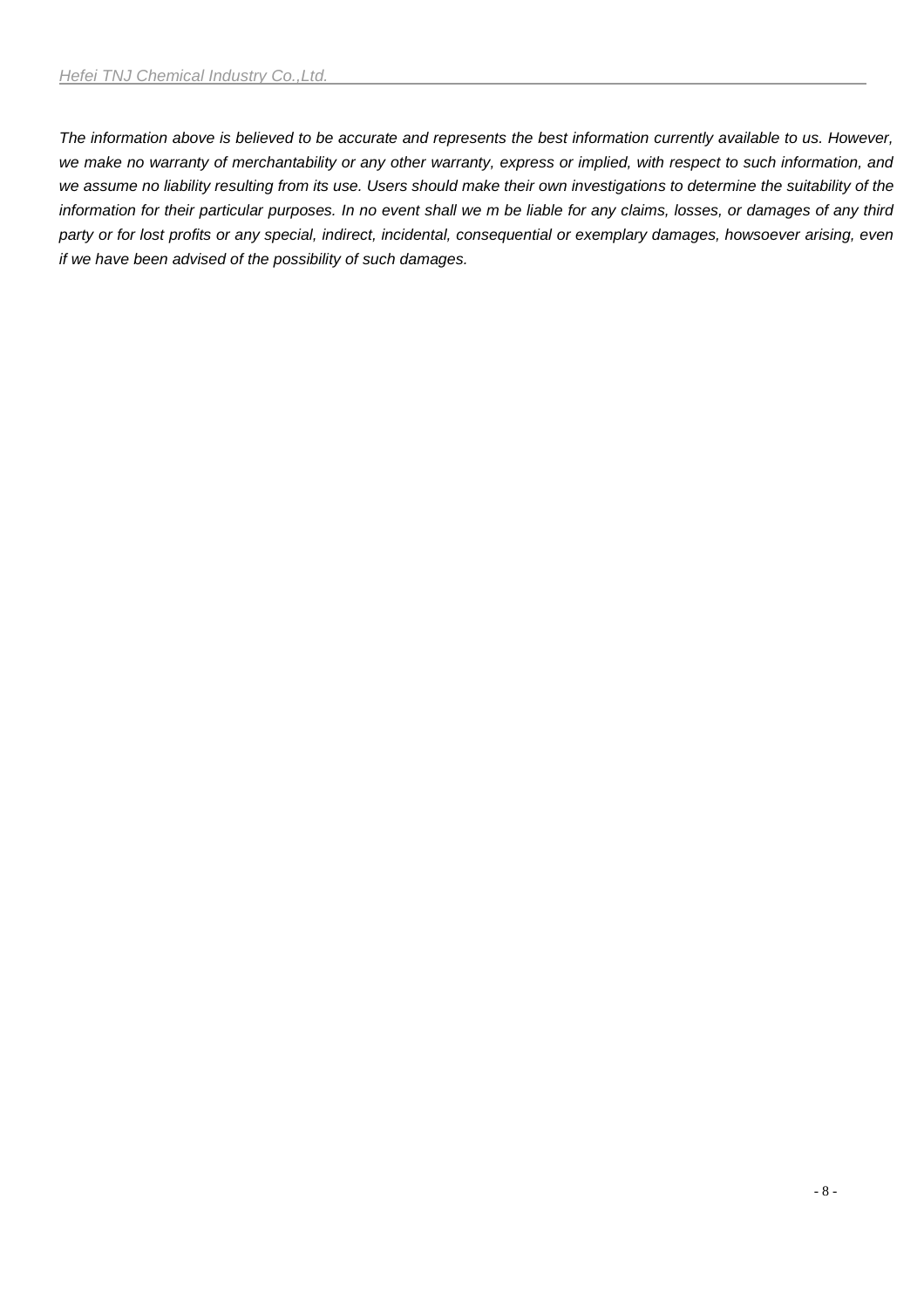*The information above is believed to be accurate and represents the best information currently available to us. However, we make no warranty of merchantability or any other warranty, express or implied, with respect to such information, and we assume no liability resulting from its use. Users should make their own investigations to determine the suitability of the information for their particular purposes. In no event shall we m be liable for any claims, losses, or damages of any third party or for lost profits or any special, indirect, incidental, consequential or exemplary damages, howsoever arising, even if we have been advised of the possibility of such damages.*